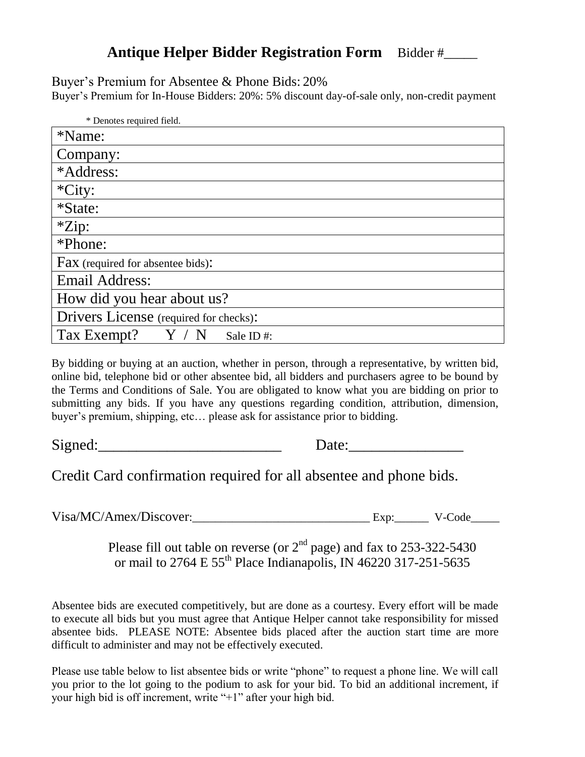# Antique Helper Bidder Registration Form    Bidder #_____

Buyer's Premium for Absentee & Phone Bids: 20%

Buyer's Premium for In-House Bidders: 20%: 5% discount day-of-sale only, non-credit payment

\* Denotes required field.

| |
|---|
| *Name: |
| Company: |
| *Address: |
| *City: |
| *State: |
| *Zip: |
| *Phone: |
| Fax (required for absentee bids): |
| Email Address: |
| How did you hear about us? |
| Drivers License (required for checks): |
| Tax Exempt?    Y / N    Sale ID #: |

By bidding or buying at an auction, whether in person, through a representative, by written bid, online bid, telephone bid or other absentee bid, all bidders and purchasers agree to be bound by the Terms and Conditions of Sale. You are obligated to know what you are bidding on prior to submitting any bids. If you have any questions regarding condition, attribution, dimension, buyer's premium, shipping, etc… please ask for assistance prior to bidding.

Signed:________________________    Date:_______________

Credit Card confirmation required for all absentee and phone bids.

Visa/MC/Amex/Discover:____________________________ Exp:______ V-Code_____

Please fill out table on reverse (or 2nd page) and fax to 253-322-5430
or mail to 2764 E 55th Place Indianapolis, IN 46220 317-251-5635

Absentee bids are executed competitively, but are done as a courtesy. Every effort will be made to execute all bids but you must agree that Antique Helper cannot take responsibility for missed absentee bids. PLEASE NOTE: Absentee bids placed after the auction start time are more difficult to administer and may not be effectively executed.

Please use table below to list absentee bids or write "phone" to request a phone line. We will call you prior to the lot going to the podium to ask for your bid. To bid an additional increment, if your high bid is off increment, write "+1" after your high bid.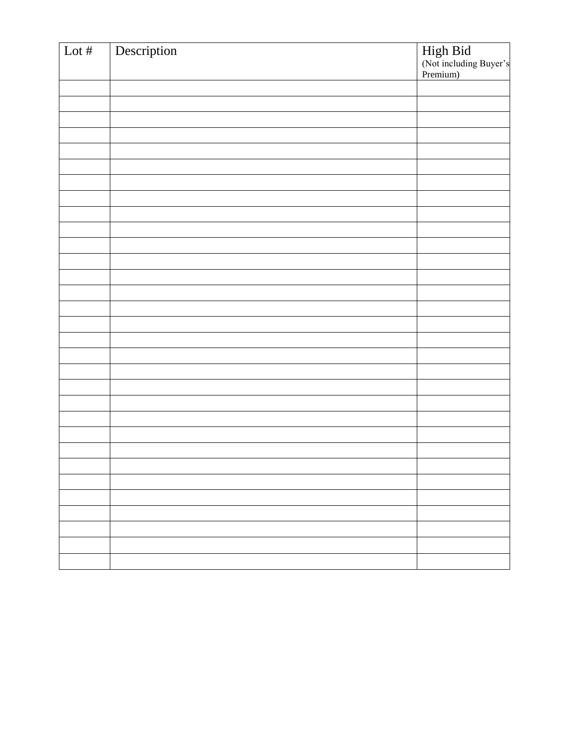| Lot # | Description | High Bid (Not including Buyer's Premium) |
|---|---|---|
| | | |
| | | |
| | | |
| | | |
| | | |
| | | |
| | | |
| | | |
| | | |
| | | |
| | | |
| | | |
| | | |
| | | |
| | | |
| | | |
| | | |
| | | |
| | | |
| | | |
| | | |
| | | |
| | | |
| | | |
| | | |
| | | |
| | | |
| | | |
| | | |
| | | |
| | | |